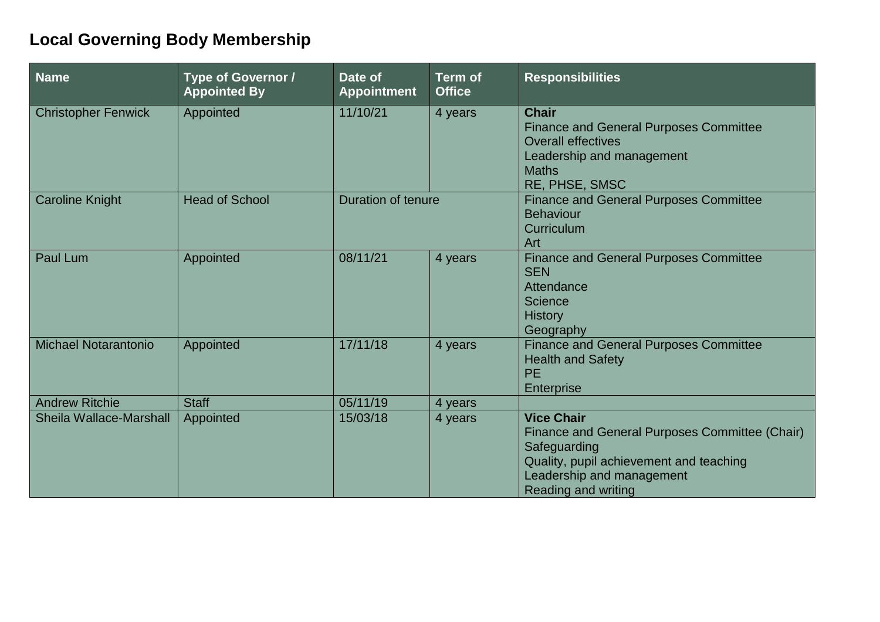# Local Governing Body Membership

| Name | Type of Governor / Appointed By | Date of Appointment | Term of Office | Responsibilities |
|---|---|---|---|---|
| Christopher Fenwick | Appointed | 11/10/21 | 4 years | **Chair**<br>Finance and General Purposes Committee<br>Overall effectives<br>Leadership and management<br>Maths<br>RE, PHSE, SMSC |
| Caroline Knight | Head of School | Duration of tenure | | Finance and General Purposes Committee<br>Behaviour<br>Curriculum<br>Art |
| Paul Lum | Appointed | 08/11/21 | 4 years | Finance and General Purposes Committee<br>SEN<br>Attendance<br>Science<br>History<br>Geography |
| Michael Notarantonio | Appointed | 17/11/18 | 4 years | Finance and General Purposes Committee<br>Health and Safety<br>PE<br>Enterprise |
| Andrew Ritchie | Staff | 05/11/19 | 4 years | |
| Sheila Wallace-Marshall | Appointed | 15/03/18 | 4 years | **Vice Chair**<br>Finance and General Purposes Committee (Chair)<br>Safeguarding<br>Quality, pupil achievement and teaching<br>Leadership and management<br>Reading and writing |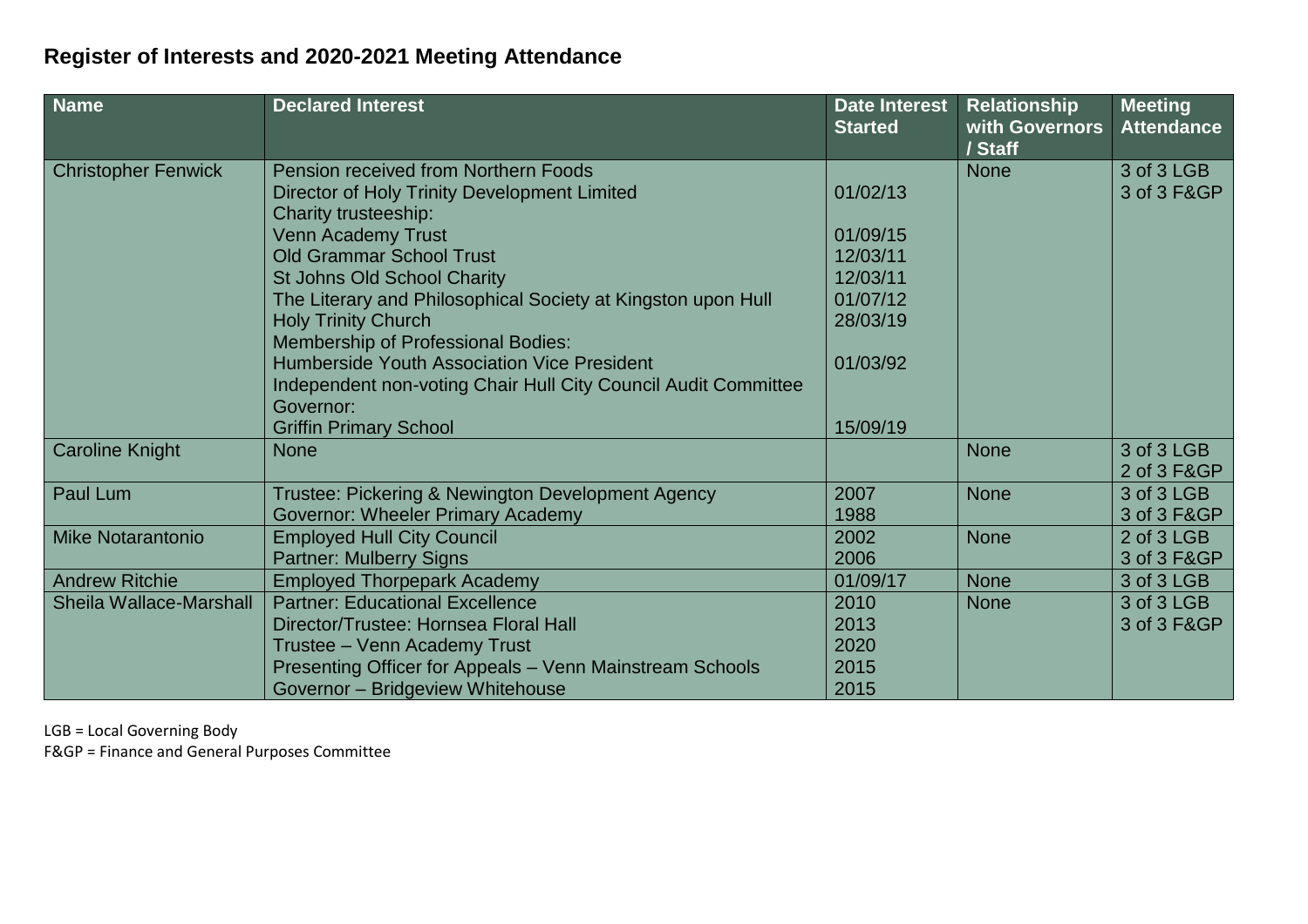## Register of Interests and 2020-2021 Meeting Attendance

| Name | Declared Interest | Date Interest Started | Relationship with Governors / Staff | Meeting Attendance |
|---|---|---|---|---|
| Christopher Fenwick | Pension received from Northern Foods<br>Director of Holy Trinity Development Limited<br>Charity trusteeship:<br>Venn Academy Trust<br>Old Grammar School Trust<br>St Johns Old School Charity<br>The Literary and Philosophical Society at Kingston upon Hull<br>Holy Trinity Church<br>Membership of Professional Bodies:<br>Humberside Youth Association Vice President<br>Independent non-voting Chair Hull City Council Audit Committee<br>Governor:<br>Griffin Primary School | <br>01/02/13<br><br>01/09/15<br>12/03/11<br>12/03/11<br>01/07/12<br>28/03/19<br><br>01/03/92<br><br><br>15/09/19 | None | 3 of 3 LGB<br>3 of 3 F&GP |
| Caroline Knight | None | | None | 3 of 3 LGB<br>2 of 3 F&GP |
| Paul Lum | Trustee: Pickering & Newington Development Agency<br>Governor: Wheeler Primary Academy | 2007<br>1988 | None | 3 of 3 LGB<br>3 of 3 F&GP |
| Mike Notarantonio | Employed Hull City Council<br>Partner: Mulberry Signs | 2002<br>2006 | None | 2 of 3 LGB<br>3 of 3 F&GP |
| Andrew Ritchie | Employed Thorpepark Academy | 01/09/17 | None | 3 of 3 LGB |
| Sheila Wallace-Marshall | Partner: Educational Excellence<br>Director/Trustee: Hornsea Floral Hall<br>Trustee – Venn Academy Trust<br>Presenting Officer for Appeals – Venn Mainstream Schools<br>Governor – Bridgeview Whitehouse | 2010<br>2013<br>2020<br>2015<br>2015 | None | 3 of 3 LGB<br>3 of 3 F&GP |

LGB = Local Governing Body
F&GP = Finance and General Purposes Committee